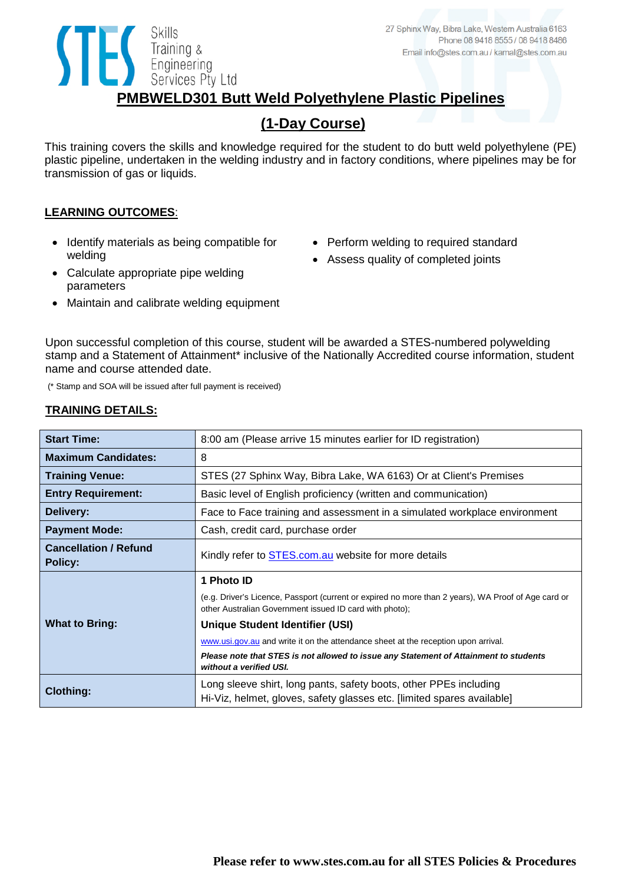Skills Training & Engineering Services Pty Ltd

27 Sphinx Way, Bibra Lake, Western Australia 6163
Phone 08 9418 8555 / 08 9418 8486
Email info@stes.com.au / kamal@stes.com.au

# PMBWELD301 Butt Weld Polyethylene Plastic Pipelines

## (1-Day Course)

This training covers the skills and knowledge required for the student to do butt weld polyethylene (PE) plastic pipeline, undertaken in the welding industry and in factory conditions, where pipelines may be for transmission of gas or liquids.

**LEARNING OUTCOMES**:

- Identify materials as being compatible for welding
- Calculate appropriate pipe welding parameters
- Maintain and calibrate welding equipment
- Perform welding to required standard
- Assess quality of completed joints

Upon successful completion of this course, student will be awarded a STES-numbered polywelding stamp and a Statement of Attainment* inclusive of the Nationally Accredited course information, student name and course attended date.

(* Stamp and SOA will be issued after full payment is received)

**TRAINING DETAILS:**

| | |
|---|---|
| **Start Time:** | 8:00 am (Please arrive 15 minutes earlier for ID registration) |
| **Maximum Candidates:** | 8 |
| **Training Venue:** | STES (27 Sphinx Way, Bibra Lake, WA 6163) Or at Client's Premises |
| **Entry Requirement:** | Basic level of English proficiency (written and communication) |
| **Delivery:** | Face to Face training and assessment in a simulated workplace environment |
| **Payment Mode:** | Cash, credit card, purchase order |
| **Cancellation / Refund Policy:** | Kindly refer to STES.com.au website for more details |
| **What to Bring:** | **1 Photo ID** (e.g. Driver's Licence, Passport (current or expired no more than 2 years), WA Proof of Age card or other Australian Government issued ID card with photo); **Unique Student Identifier (USI)** www.usi.gov.au and write it on the attendance sheet at the reception upon arrival. ***Please note that STES is not allowed to issue any Statement of Attainment to students without a verified USI.*** |
| **Clothing:** | Long sleeve shirt, long pants, safety boots, other PPEs including Hi-Viz, helmet, gloves, safety glasses etc. [limited spares available] |

**Please refer to www.stes.com.au for all STES Policies & Procedures**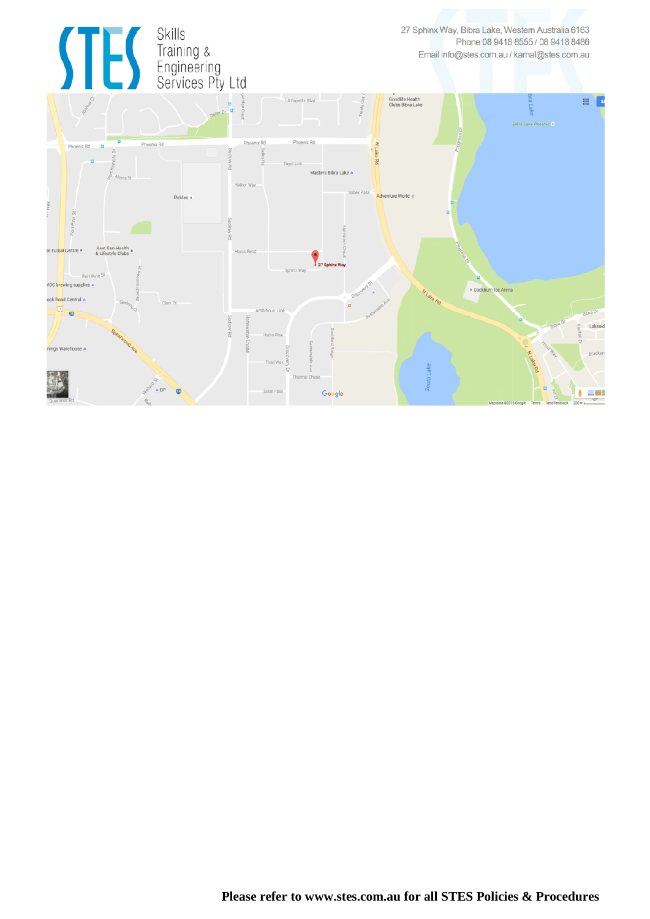Skills Training & Engineering Services Pty Ltd

27 Sphinx Way, Bibra Lake, Western Australia 6163
Phone 08 9418 8555 / 08 9418 8486
Email info@stes.com.au / kamal@stes.com.au

**Please refer to www.stes.com.au for all STES Policies & Procedures**